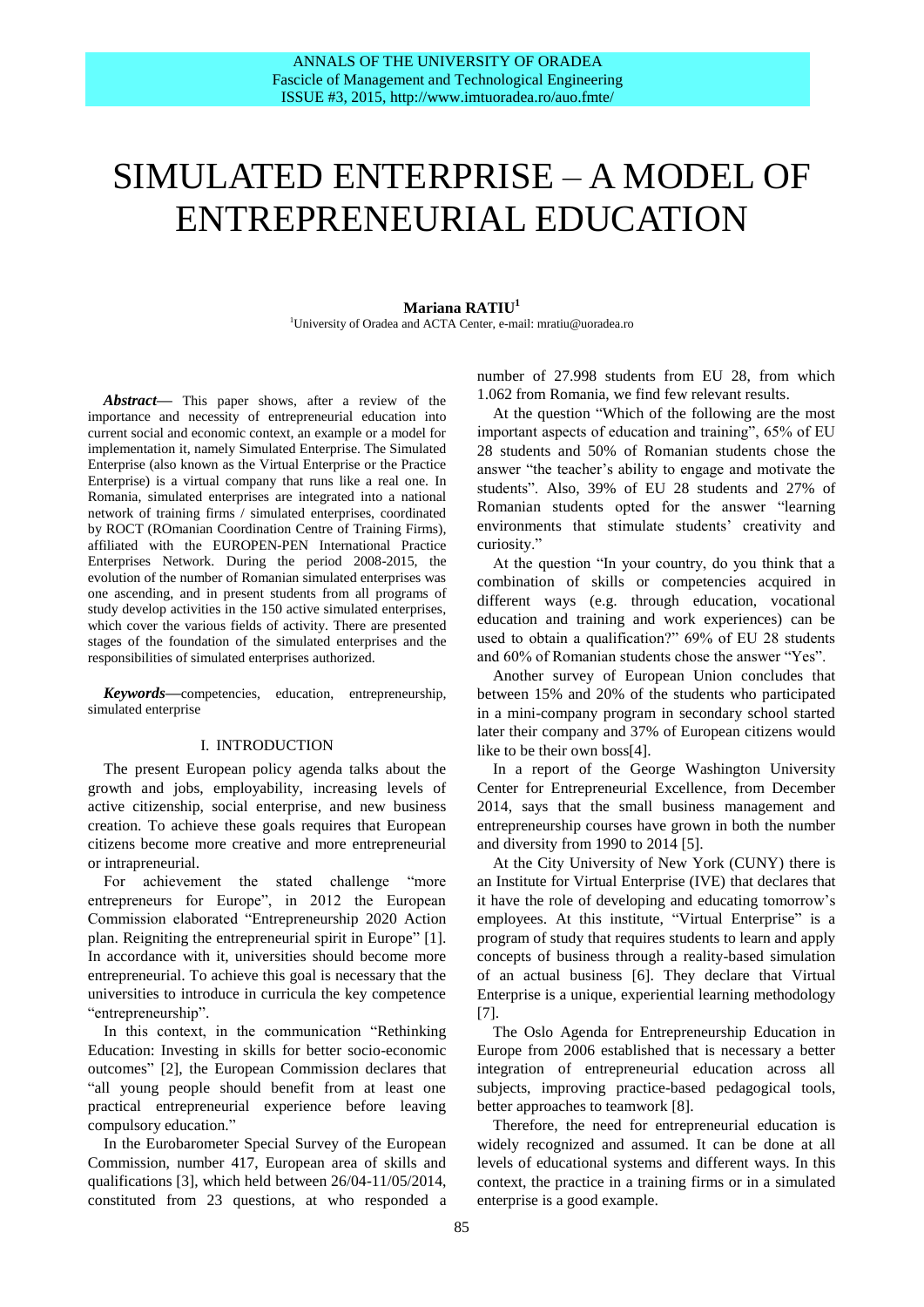# SIMULATED ENTERPRISE – A MODEL OF ENTREPRENEURIAL EDUCATION

**Mariana RATIU**[1]

[1]University of Oradea and ACTA Center, e-mail: mratiu@uoradea.ro

***Abstract***— This paper shows, after a review of the importance and necessity of entrepreneurial education into current social and economic context, an example or a model for implementation it, namely Simulated Enterprise. The Simulated Enterprise (also known as the Virtual Enterprise or the Practice Enterprise) is a virtual company that runs like a real one. In Romania, simulated enterprises are integrated into a national network of training firms / simulated enterprises, coordinated by ROCT (ROmanian Coordination Centre of Training Firms), affiliated with the EUROPEN-PEN International Practice Enterprises Network. During the period 2008-2015, the evolution of the number of Romanian simulated enterprises was one ascending, and in present students from all programs of study develop activities in the 150 active simulated enterprises, which cover the various fields of activity. There are presented stages of the foundation of the simulated enterprises and the responsibilities of simulated enterprises authorized.

***Keywords***—competencies, education, entrepreneurship, simulated enterprise

## I. INTRODUCTION

The present European policy agenda talks about the growth and jobs, employability, increasing levels of active citizenship, social enterprise, and new business creation. To achieve these goals requires that European citizens become more creative and more entrepreneurial or intrapreneurial.

For achievement the stated challenge "more entrepreneurs for Europe", in 2012 the European Commission elaborated "Entrepreneurship 2020 Action plan. Reigniting the entrepreneurial spirit in Europe" [1]. In accordance with it, universities should become more entrepreneurial. To achieve this goal is necessary that the universities to introduce in curricula the key competence "entrepreneurship".

In this context, in the communication "Rethinking Education: Investing in skills for better socio-economic outcomes" [2], the European Commission declares that "all young people should benefit from at least one practical entrepreneurial experience before leaving compulsory education."

In the Eurobarometer Special Survey of the European Commission, number 417, European area of skills and qualifications [3], which held between 26/04-11/05/2014, constituted from 23 questions, at who responded a number of 27.998 students from EU 28, from which 1.062 from Romania, we find few relevant results.

At the question "Which of the following are the most important aspects of education and training", 65% of EU 28 students and 50% of Romanian students chose the answer "the teacher's ability to engage and motivate the students". Also, 39% of EU 28 students and 27% of Romanian students opted for the answer "learning environments that stimulate students' creativity and curiosity."

At the question "In your country, do you think that a combination of skills or competencies acquired in different ways (e.g. through education, vocational education and training and work experiences) can be used to obtain a qualification?" 69% of EU 28 students and 60% of Romanian students chose the answer "Yes".

Another survey of European Union concludes that between 15% and 20% of the students who participated in a mini-company program in secondary school started later their company and 37% of European citizens would like to be their own boss[4].

In a report of the George Washington University Center for Entrepreneurial Excellence, from December 2014, says that the small business management and entrepreneurship courses have grown in both the number and diversity from 1990 to 2014 [5].

At the City University of New York (CUNY) there is an Institute for Virtual Enterprise (IVE) that declares that it have the role of developing and educating tomorrow's employees. At this institute, "Virtual Enterprise" is a program of study that requires students to learn and apply concepts of business through a reality-based simulation of an actual business [6]. They declare that Virtual Enterprise is a unique, experiential learning methodology [7].

The Oslo Agenda for Entrepreneurship Education in Europe from 2006 established that is necessary a better integration of entrepreneurial education across all subjects, improving practice-based pedagogical tools, better approaches to teamwork [8].

Therefore, the need for entrepreneurial education is widely recognized and assumed. It can be done at all levels of educational systems and different ways. In this context, the practice in a training firms or in a simulated enterprise is a good example.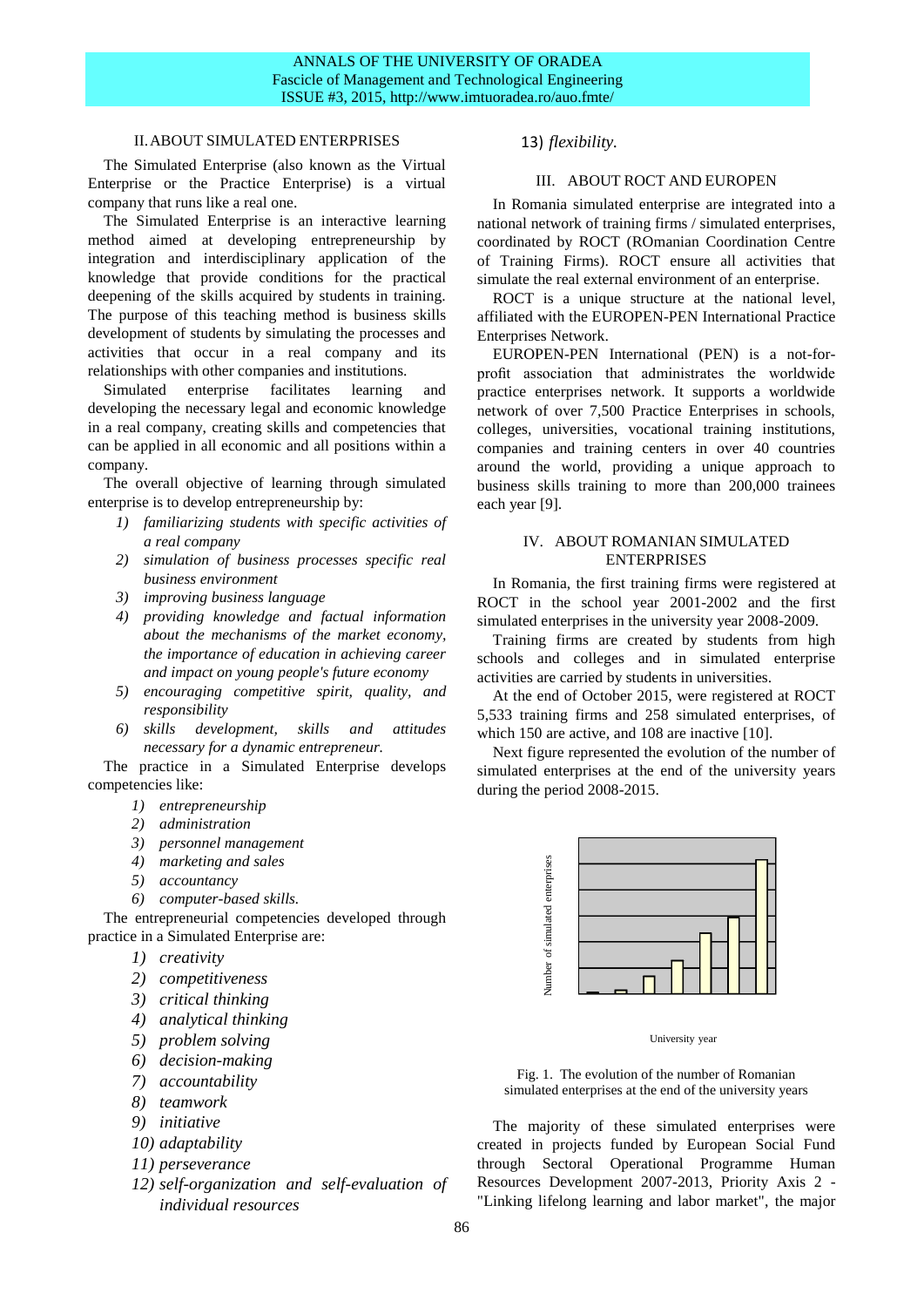## II. ABOUT SIMULATED ENTERPRISES

The Simulated Enterprise (also known as the Virtual Enterprise or the Practice Enterprise) is a virtual company that runs like a real one.

The Simulated Enterprise is an interactive learning method aimed at developing entrepreneurship by integration and interdisciplinary application of the knowledge that provide conditions for the practical deepening of the skills acquired by students in training. The purpose of this teaching method is business skills development of students by simulating the processes and activities that occur in a real company and its relationships with other companies and institutions.

Simulated enterprise facilitates learning and developing the necessary legal and economic knowledge in a real company, creating skills and competencies that can be applied in all economic and all positions within a company.

The overall objective of learning through simulated enterprise is to develop entrepreneurship by:

1) *familiarizing students with specific activities of a real company*
2) *simulation of business processes specific real business environment*
3) *improving business language*
4) *providing knowledge and factual information about the mechanisms of the market economy, the importance of education in achieving career and impact on young people's future economy*
5) *encouraging competitive spirit, quality, and responsibility*
6) *skills development, skills and attitudes necessary for a dynamic entrepreneur.*

The practice in a Simulated Enterprise develops competencies like:

1) *entrepreneurship*
2) *administration*
3) *personnel management*
4) *marketing and sales*
5) *accountancy*
6) *computer-based skills.*

The entrepreneurial competencies developed through practice in a Simulated Enterprise are:

1) *creativity*
2) *competitiveness*
3) *critical thinking*
4) *analytical thinking*
5) *problem solving*
6) *decision-making*
7) *accountability*
8) *teamwork*
9) *initiative*
10) *adaptability*
11) *perseverance*
12) *self-organization and self-evaluation of individual resources*
13) *flexibility.*

## III. ABOUT ROCT AND EUROPEN

In Romania simulated enterprise are integrated into a national network of training firms / simulated enterprises, coordinated by ROCT (ROmanian Coordination Centre of Training Firms). ROCT ensure all activities that simulate the real external environment of an enterprise.

ROCT is a unique structure at the national level, affiliated with the EUROPEN-PEN International Practice Enterprises Network.

EUROPEN-PEN International (PEN) is a not-for-profit association that administrates the worldwide practice enterprises network. It supports a worldwide network of over 7,500 Practice Enterprises in schools, colleges, universities, vocational training institutions, companies and training centers in over 40 countries around the world, providing a unique approach to business skills training to more than 200,000 trainees each year [9].

## IV. ABOUT ROMANIAN SIMULATED ENTERPRISES

In Romania, the first training firms were registered at ROCT in the school year 2001-2002 and the first simulated enterprises in the university year 2008-2009.

Training firms are created by students from high schools and colleges and in simulated enterprise activities are carried by students in universities.

At the end of October 2015, were registered at ROCT 5,533 training firms and 258 simulated enterprises, of which 150 are active, and 108 are inactive [10].

Next figure represented the evolution of the number of simulated enterprises at the end of the university years during the period 2008-2015.

Fig. 1. The evolution of the number of Romanian simulated enterprises at the end of the university years

The majority of these simulated enterprises were created in projects funded by European Social Fund through Sectoral Operational Programme Human Resources Development 2007-2013, Priority Axis 2 - "Linking lifelong learning and labor market", the major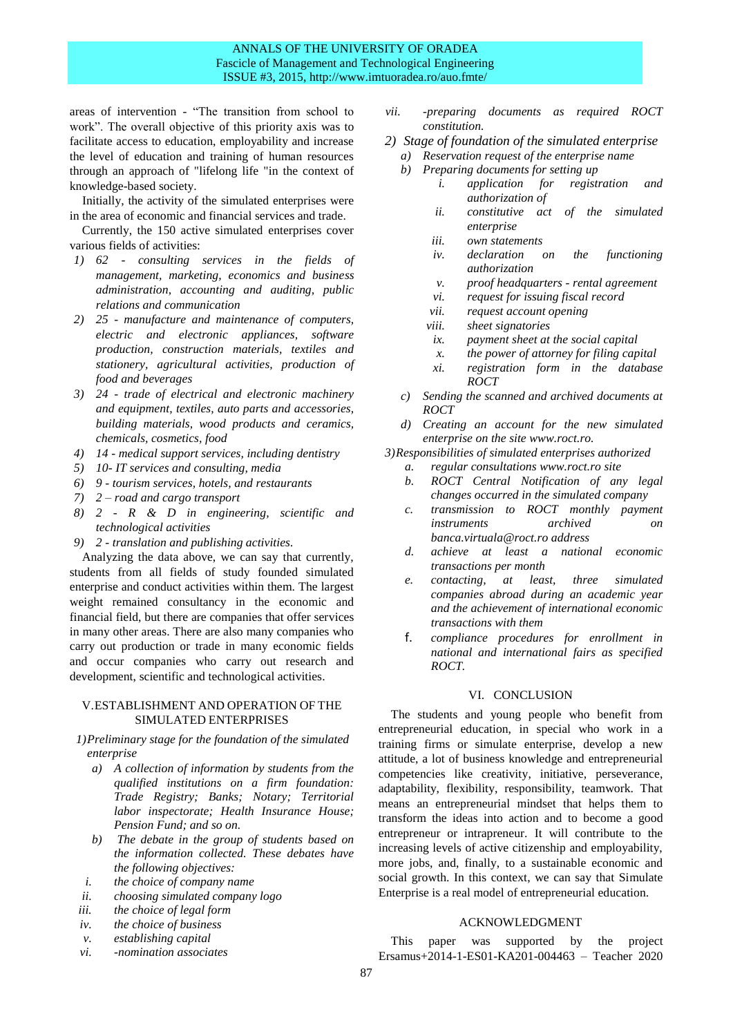areas of intervention - "The transition from school to work". The overall objective of this priority axis was to facilitate access to education, employability and increase the level of education and training of human resources through an approach of "lifelong life "in the context of knowledge-based society.

Initially, the activity of the simulated enterprises were in the area of economic and financial services and trade.

Currently, the 150 active simulated enterprises cover various fields of activities:

1) *62 - consulting services in the fields of management, marketing, economics and business administration, accounting and auditing, public relations and communication*
2) *25 - manufacture and maintenance of computers, electric and electronic appliances, software production, construction materials, textiles and stationery, agricultural activities, production of food and beverages*
3) *24 - trade of electrical and electronic machinery and equipment, textiles, auto parts and accessories, building materials, wood products and ceramics, chemicals, cosmetics, food*
4) *14 - medical support services, including dentistry*
5) *10- IT services and consulting, media*
6) *9 - tourism services, hotels, and restaurants*
7) *2 – road and cargo transport*
8) *2 - R & D in engineering, scientific and technological activities*
9) *2 - translation and publishing activities.*

Analyzing the data above, we can say that currently, students from all fields of study founded simulated enterprise and conduct activities within them. The largest weight remained consultancy in the economic and financial field, but there are companies that offer services in many other areas. There are also many companies who carry out production or trade in many economic fields and occur companies who carry out research and development, scientific and technological activities.

## V.ESTABLISHMENT AND OPERATION OF THE SIMULATED ENTERPRISES

1) *Preliminary stage for the foundation of the simulated enterprise*
   a) *A collection of information by students from the qualified institutions on a firm foundation: Trade Registry; Banks; Notary; Territorial labor inspectorate; Health Insurance House; Pension Fund; and so on.*
   b) *The debate in the group of students based on the information collected. These debates have the following objectives:*
      i. *the choice of company name*
      ii. *choosing simulated company logo*
      iii. *the choice of legal form*
      iv. *the choice of business*
      v. *establishing capital*
      vi. *-nomination associates*
      vii. *-preparing documents as required ROCT constitution.*
2) *Stage of foundation of the simulated enterprise*
   a) *Reservation request of the enterprise name*
   b) *Preparing documents for setting up*
      i. *application for registration and authorization of*
      ii. *constitutive act of the simulated enterprise*
      iii. *own statements*
      iv. *declaration on the functioning authorization*
      v. *proof headquarters - rental agreement*
      vi. *request for issuing fiscal record*
      vii. *request account opening*
      viii. *sheet signatories*
      ix. *payment sheet at the social capital*
      x. *the power of attorney for filing capital*
      xi. *registration form in the database ROCT*
   c) *Sending the scanned and archived documents at ROCT*
   d) *Creating an account for the new simulated enterprise on the site www.roct.ro.*
3) *Responsibilities of simulated enterprises authorized*
   a. *regular consultations www.roct.ro site*
   b. *ROCT Central Notification of any legal changes occurred in the simulated company*
   c. *transmission to ROCT monthly payment instruments archived on banca.virtuala@roct.ro address*
   d. *achieve at least a national economic transactions per month*
   e. *contacting, at least, three simulated companies abroad during an academic year and the achievement of international economic transactions with them*
   f. *compliance procedures for enrollment in national and international fairs as specified ROCT.*

## VI. CONCLUSION

The students and young people who benefit from entrepreneurial education, in special who work in a training firms or simulate enterprise, develop a new attitude, a lot of business knowledge and entrepreneurial competencies like creativity, initiative, perseverance, adaptability, flexibility, responsibility, teamwork. That means an entrepreneurial mindset that helps them to transform the ideas into action and to become a good entrepreneur or intrapreneur. It will contribute to the increasing levels of active citizenship and employability, more jobs, and, finally, to a sustainable economic and social growth. In this context, we can say that Simulate Enterprise is a real model of entrepreneurial education.

## ACKNOWLEDGMENT

This paper was supported by the project Ersamus+2014-1-ES01-KA201-004463 – Teacher 2020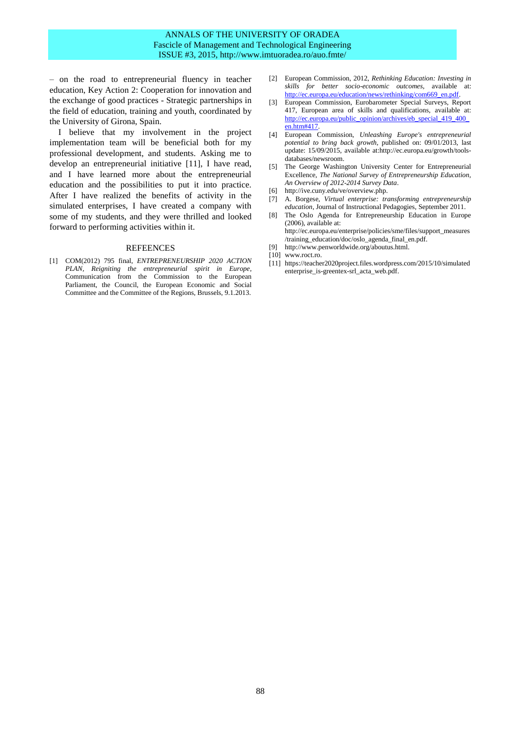– on the road to entrepreneurial fluency in teacher education, Key Action 2: Cooperation for innovation and the exchange of good practices - Strategic partnerships in the field of education, training and youth, coordinated by the University of Girona, Spain.

I believe that my involvement in the project implementation team will be beneficial both for my professional development, and students. Asking me to develop an entrepreneurial initiative [11], I have read, and I have learned more about the entrepreneurial education and the possibilities to put it into practice. After I have realized the benefits of activity in the simulated enterprises, I have created a company with some of my students, and they were thrilled and looked forward to performing activities within it.

## REFEENCES

[1] COM(2012) 795 final, *ENTREPRENEURSHIP 2020 ACTION PLAN, Reigniting the entrepreneurial spirit in Europe*, Communication from the Commission to the European Parliament, the Council, the European Economic and Social Committee and the Committee of the Regions, Brussels, 9.1.2013.

[2] European Commission, 2012, *Rethinking Education: Investing in skills for better socio-economic outcomes*, available at: http://ec.europa.eu/education/news/rethinking/com669_en.pdf.

[3] European Commission, Eurobarometer Special Surveys, Report 417, European area of skills and qualifications, available at: http://ec.europa.eu/public_opinion/archives/eb_special_419_400_en.htm#417.

[4] European Commission, *Unleashing Europe's entrepreneurial potential to bring back growth*, published on: 09/01/2013, last update: 15/09/2015, available at:http://ec.europa.eu/growth/tools-databases/newsroom.

[5] The George Washington University Center for Entrepreneurial Excellence, *The National Survey of Entrepreneurship Education, An Overview of 2012-2014 Survey Data*.

[6] http://ive.cuny.edu/ve/overview.php.

[7] A. Borgese, *Virtual enterprise: transforming entrepreneurship education*, Journal of Instructional Pedagogies, September 2011.

[8] The Oslo Agenda for Entrepreneurship Education in Europe (2006), available at: http://ec.europa.eu/enterprise/policies/sme/files/support_measures/training_education/doc/oslo_agenda_final_en.pdf.

[9] http://www.penworldwide.org/aboutus.html.

[10] www.roct.ro.

[11] https://teacher2020project.files.wordpress.com/2015/10/simulated enterprise_is-greentex-srl_acta_web.pdf.